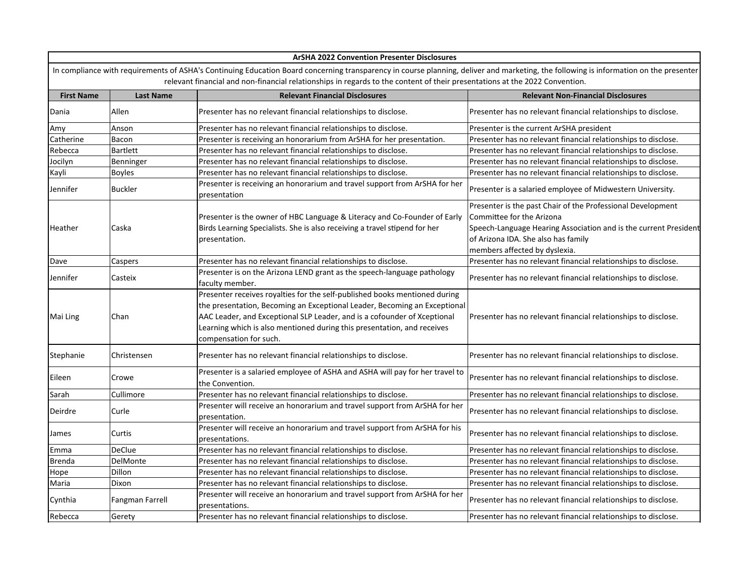## ArSHA 2022 Convention Presenter Disclosures

In compliance with requirements of ASHA's Continuing Education Board concerning transparency in course planning, deliver and marketing, the following is information on the presenter relevant financial and non-financial relationships in regards to the content of their presentations at the 2022 Convention.

| First Name | Last Name | Relevant Financial Disclosures | Relevant Non-Financial Disclosures |
|---|---|---|---|
| Dania | Allen | Presenter has no relevant financial relationships to disclose. | Presenter has no relevant financial relationships to disclose. |
| Amy | Anson | Presenter has no relevant financial relationships to disclose. | Presenter is the current ArSHA president |
| Catherine | Bacon | Presenter is receiving an honorarium from ArSHA for her presentation. | Presenter has no relevant financial relationships to disclose. |
| Rebecca | Bartlett | Presenter has no relevant financial relationships to disclose. | Presenter has no relevant financial relationships to disclose. |
| Jocilyn | Benninger | Presenter has no relevant financial relationships to disclose. | Presenter has no relevant financial relationships to disclose. |
| Kayli | Boyles | Presenter has no relevant financial relationships to disclose. | Presenter has no relevant financial relationships to disclose. |
| Jennifer | Buckler | Presenter is receiving an honorarium and travel support from ArSHA for her presentation | Presenter is a salaried employee of Midwestern University. |
| Heather | Caska | Presenter is the owner of HBC Language & Literacy and Co-Founder of Early Birds Learning Specialists. She is also receiving a travel stipend for her presentation. | Presenter is the past Chair of the Professional Development Committee for the Arizona Speech-Language Hearing Association and is the current President of Arizona IDA. She also has family members affected by dyslexia. |
| Dave | Caspers | Presenter has no relevant financial relationships to disclose. | Presenter has no relevant financial relationships to disclose. |
| Jennifer | Casteix | Presenter is on the Arizona LEND grant as the speech-language pathology faculty member. | Presenter has no relevant financial relationships to disclose. |
| Mai Ling | Chan | Presenter receives royalties for the self-published books mentioned during the presentation, Becoming an Exceptional Leader, Becoming an Exceptional AAC Leader, and Exceptional SLP Leader, and is a cofounder of Xceptional Learning which is also mentioned during this presentation, and receives compensation for such. | Presenter has no relevant financial relationships to disclose. |
| Stephanie | Christensen | Presenter has no relevant financial relationships to disclose. | Presenter has no relevant financial relationships to disclose. |
| Eileen | Crowe | Presenter is a salaried employee of ASHA and ASHA will pay for her travel to the Convention. | Presenter has no relevant financial relationships to disclose. |
| Sarah | Cullimore | Presenter has no relevant financial relationships to disclose. | Presenter has no relevant financial relationships to disclose. |
| Deirdre | Curle | Presenter will receive an honorarium and travel support from ArSHA for her presentation. | Presenter has no relevant financial relationships to disclose. |
| James | Curtis | Presenter will receive an honorarium and travel support from ArSHA for his presentations. | Presenter has no relevant financial relationships to disclose. |
| Emma | DeClue | Presenter has no relevant financial relationships to disclose. | Presenter has no relevant financial relationships to disclose. |
| Brenda | DelMonte | Presenter has no relevant financial relationships to disclose. | Presenter has no relevant financial relationships to disclose. |
| Hope | Dillon | Presenter has no relevant financial relationships to disclose. | Presenter has no relevant financial relationships to disclose. |
| Maria | Dixon | Presenter has no relevant financial relationships to disclose. | Presenter has no relevant financial relationships to disclose. |
| Cynthia | Fangman Farrell | Presenter will receive an honorarium and travel support from ArSHA for her presentations. | Presenter has no relevant financial relationships to disclose. |
| Rebecca | Gerety | Presenter has no relevant financial relationships to disclose. | Presenter has no relevant financial relationships to disclose. |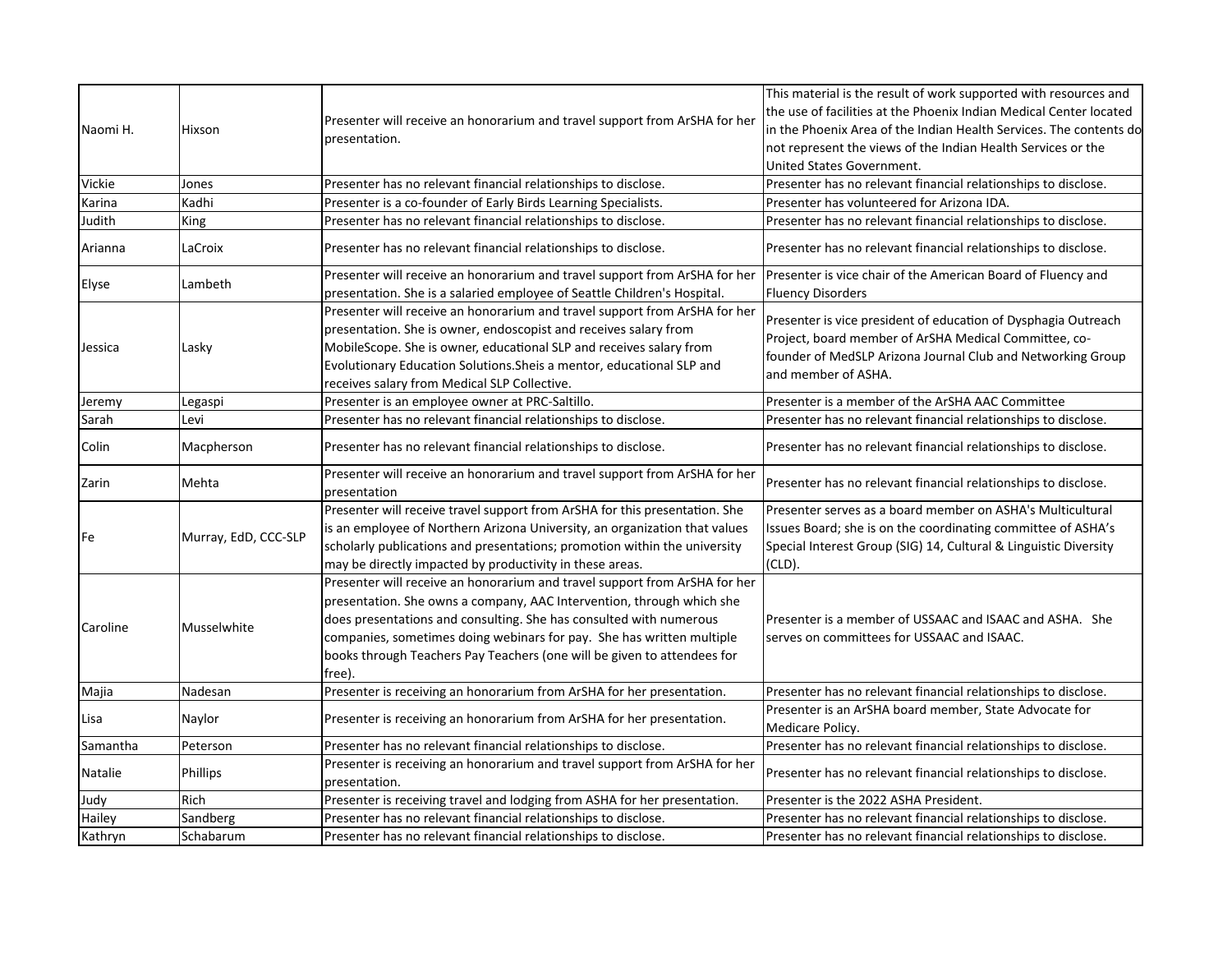| | | | |
|---|---|---|---|
| Naomi H. | Hixson | Presenter will receive an honorarium and travel support from ArSHA for her presentation. | This material is the result of work supported with resources and the use of facilities at the Phoenix Indian Medical Center located in the Phoenix Area of the Indian Health Services. The contents do not represent the views of the Indian Health Services or the United States Government. |
| Vickie | Jones | Presenter has no relevant financial relationships to disclose. | Presenter has no relevant financial relationships to disclose. |
| Karina | Kadhi | Presenter is a co-founder of Early Birds Learning Specialists. | Presenter has volunteered for Arizona IDA. |
| Judith | King | Presenter has no relevant financial relationships to disclose. | Presenter has no relevant financial relationships to disclose. |
| Arianna | LaCroix | Presenter has no relevant financial relationships to disclose. | Presenter has no relevant financial relationships to disclose. |
| Elyse | Lambeth | Presenter will receive an honorarium and travel support from ArSHA for her presentation. She is a salaried employee of Seattle Children's Hospital. | Presenter is vice chair of the American Board of Fluency and Fluency Disorders |
| Jessica | Lasky | Presenter will receive an honorarium and travel support from ArSHA for her presentation. She is owner, endoscopist and receives salary from MobileScope. She is owner, educational SLP and receives salary from Evolutionary Education Solutions.Sheis a mentor, educational SLP and receives salary from Medical SLP Collective. | Presenter is vice president of education of Dysphagia Outreach Project, board member of ArSHA Medical Committee, co-founder of MedSLP Arizona Journal Club and Networking Group and member of ASHA. |
| Jeremy | Legaspi | Presenter is an employee owner at PRC-Saltillo. | Presenter is a member of the ArSHA AAC Committee |
| Sarah | Levi | Presenter has no relevant financial relationships to disclose. | Presenter has no relevant financial relationships to disclose. |
| Colin | Macpherson | Presenter has no relevant financial relationships to disclose. | Presenter has no relevant financial relationships to disclose. |
| Zarin | Mehta | Presenter will receive an honorarium and travel support from ArSHA for her presentation | Presenter has no relevant financial relationships to disclose. |
| Fe | Murray, EdD, CCC-SLP | Presenter will receive travel support from ArSHA for this presentation. She is an employee of Northern Arizona University, an organization that values scholarly publications and presentations; promotion within the university may be directly impacted by productivity in these areas. | Presenter serves as a board member on ASHA's Multicultural Issues Board; she is on the coordinating committee of ASHA's Special Interest Group (SIG) 14, Cultural & Linguistic Diversity (CLD). |
| Caroline | Musselwhite | Presenter will receive an honorarium and travel support from ArSHA for her presentation. She owns a company, AAC Intervention, through which she does presentations and consulting. She has consulted with numerous companies, sometimes doing webinars for pay. She has written multiple books through Teachers Pay Teachers (one will be given to attendees for free). | Presenter is a member of USSAAC and ISAAC and ASHA. She serves on committees for USSAAC and ISAAC. |
| Majia | Nadesan | Presenter is receiving an honorarium from ArSHA for her presentation. | Presenter has no relevant financial relationships to disclose. |
| Lisa | Naylor | Presenter is receiving an honorarium from ArSHA for her presentation. | Presenter is an ArSHA board member, State Advocate for Medicare Policy. |
| Samantha | Peterson | Presenter has no relevant financial relationships to disclose. | Presenter has no relevant financial relationships to disclose. |
| Natalie | Phillips | Presenter is receiving an honorarium and travel support from ArSHA for her presentation. | Presenter has no relevant financial relationships to disclose. |
| Judy | Rich | Presenter is receiving travel and lodging from ASHA for her presentation. | Presenter is the 2022 ASHA President. |
| Hailey | Sandberg | Presenter has no relevant financial relationships to disclose. | Presenter has no relevant financial relationships to disclose. |
| Kathryn | Schabarum | Presenter has no relevant financial relationships to disclose. | Presenter has no relevant financial relationships to disclose. |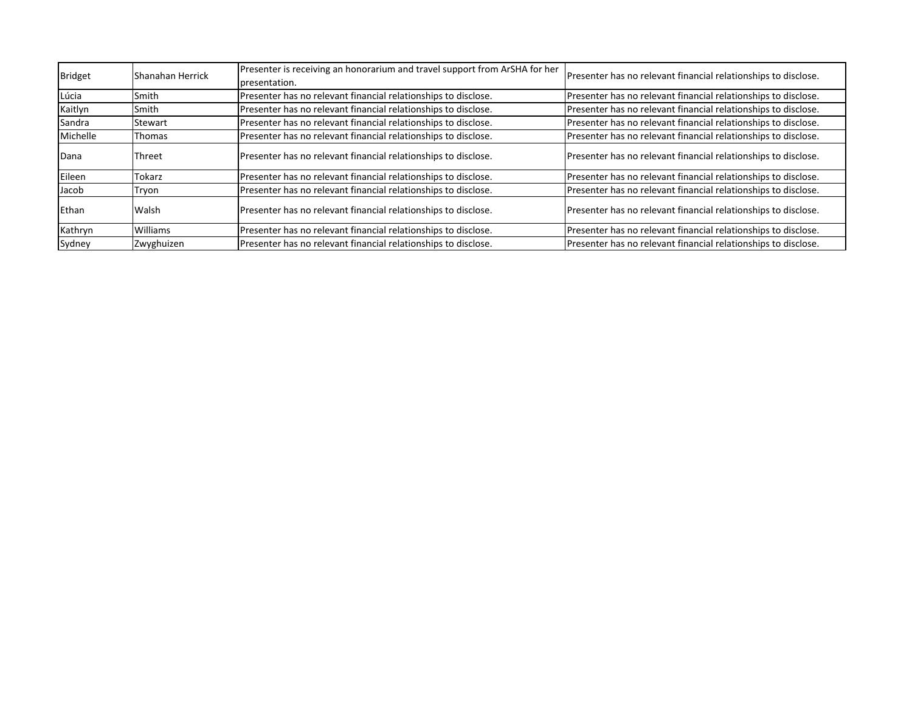| | | | |
|---|---|---|---|
| Bridget | Shanahan Herrick | Presenter is receiving an honorarium and travel support from ArSHA for her presentation. | Presenter has no relevant financial relationships to disclose. |
| Lúcia | Smith | Presenter has no relevant financial relationships to disclose. | Presenter has no relevant financial relationships to disclose. |
| Kaitlyn | Smith | Presenter has no relevant financial relationships to disclose. | Presenter has no relevant financial relationships to disclose. |
| Sandra | Stewart | Presenter has no relevant financial relationships to disclose. | Presenter has no relevant financial relationships to disclose. |
| Michelle | Thomas | Presenter has no relevant financial relationships to disclose. | Presenter has no relevant financial relationships to disclose. |
| Dana | Threet | Presenter has no relevant financial relationships to disclose. | Presenter has no relevant financial relationships to disclose. |
| Eileen | Tokarz | Presenter has no relevant financial relationships to disclose. | Presenter has no relevant financial relationships to disclose. |
| Jacob | Tryon | Presenter has no relevant financial relationships to disclose. | Presenter has no relevant financial relationships to disclose. |
| Ethan | Walsh | Presenter has no relevant financial relationships to disclose. | Presenter has no relevant financial relationships to disclose. |
| Kathryn | Williams | Presenter has no relevant financial relationships to disclose. | Presenter has no relevant financial relationships to disclose. |
| Sydney | Zwyghuizen | Presenter has no relevant financial relationships to disclose. | Presenter has no relevant financial relationships to disclose. |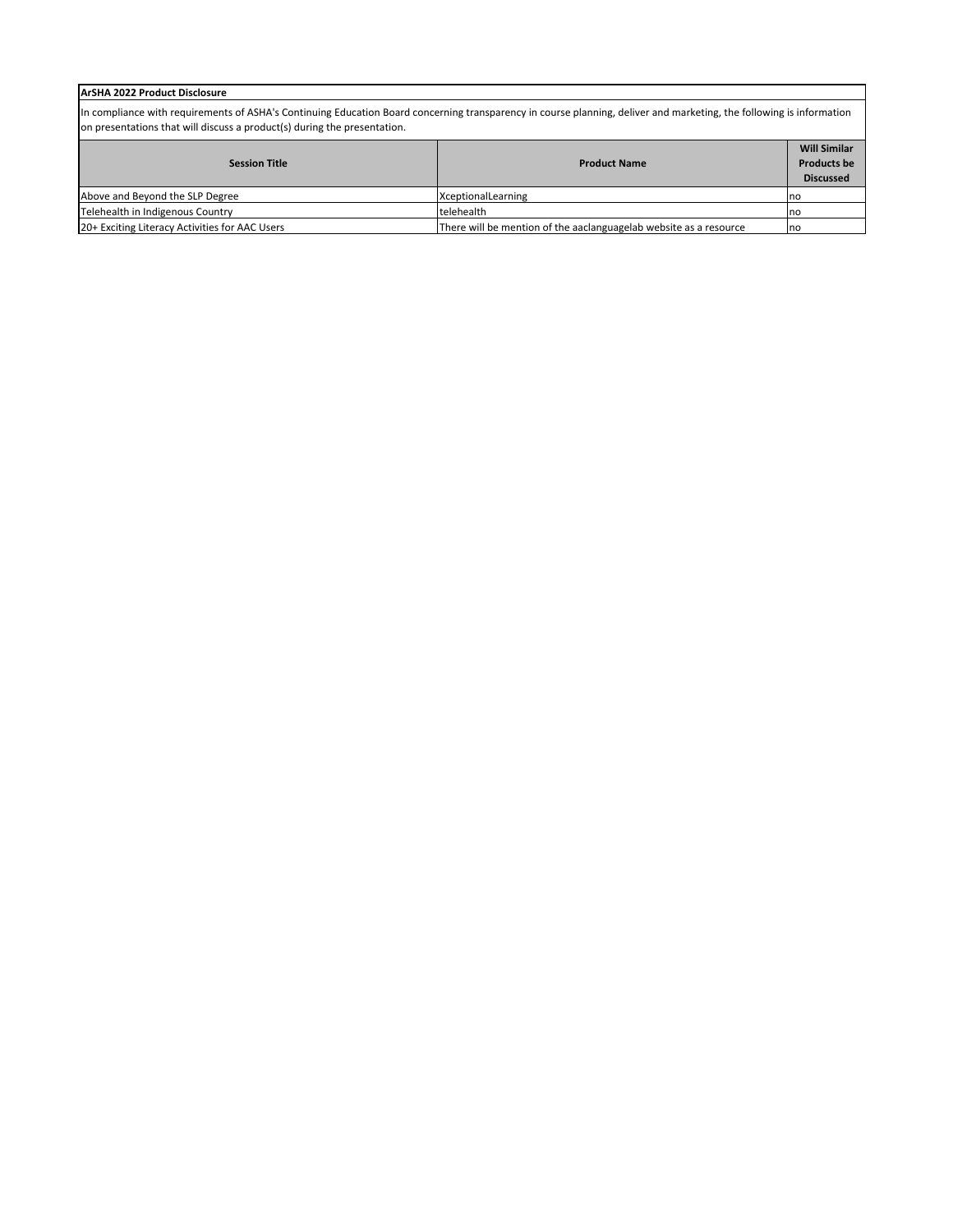**ArSHA 2022 Product Disclosure**

In compliance with requirements of ASHA's Continuing Education Board concerning transparency in course planning, deliver and marketing, the following is information on presentations that will discuss a product(s) during the presentation.

| Session Title | Product Name | Will Similar Products be Discussed |
|---|---|---|
| Above and Beyond the SLP Degree | XceptionalLearning | no |
| Telehealth in Indigenous Country | telehealth | no |
| 20+ Exciting Literacy Activities for AAC Users | There will be mention of the aaclanguagelab website as a resource | no |